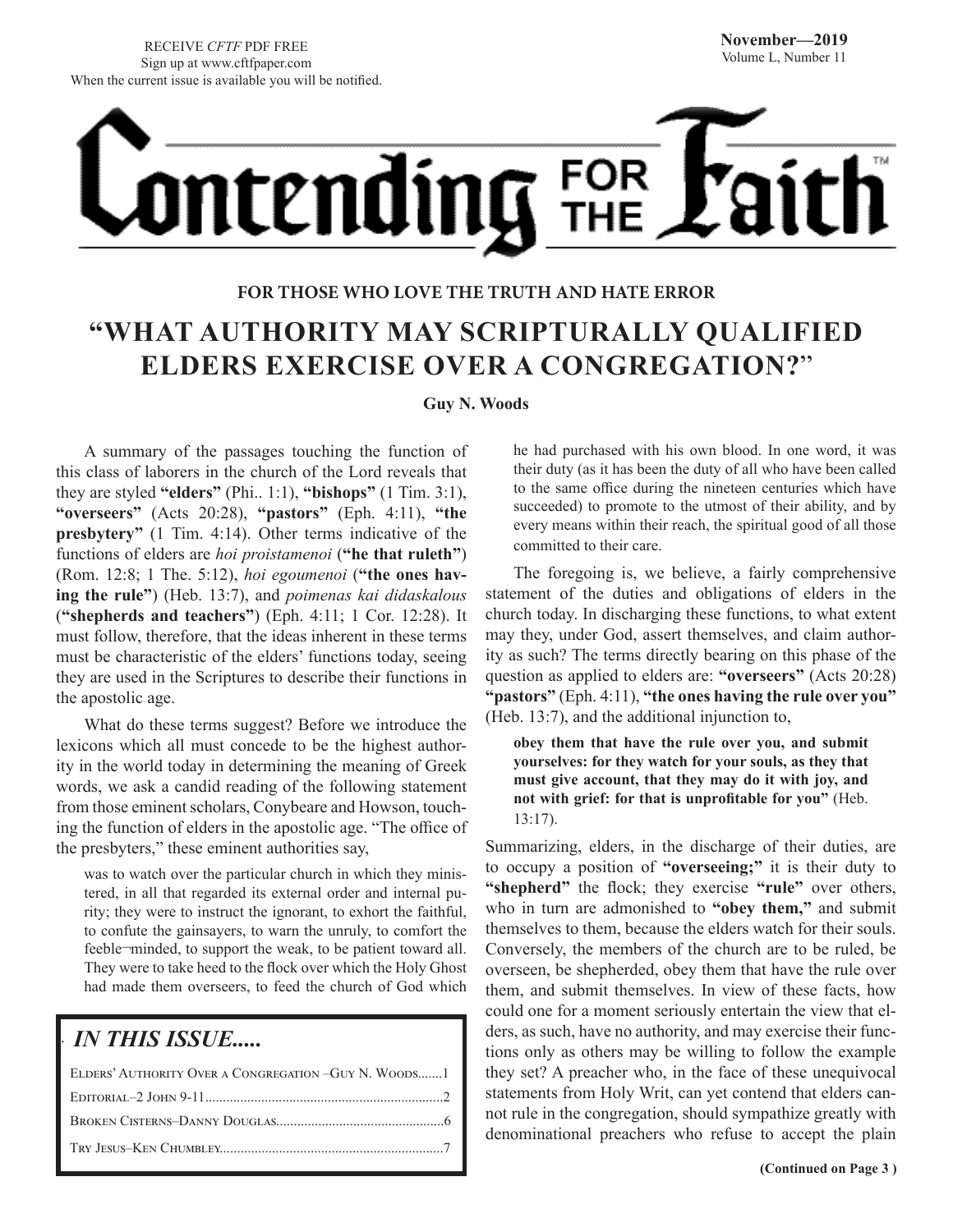RECEIVE *CFTF* PDF FREE
Sign up at www.cftfpaper.com
When the current issue is available you will be notified.

**November—2019**
Volume L, Number 11

# Contending FOR THE Faith™

**FOR THOSE WHO LOVE THE TRUTH AND HATE ERROR**

## "WHAT AUTHORITY MAY SCRIPTURALLY QUALIFIED ELDERS EXERCISE OVER A CONGREGATION?"

**Guy N. Woods**

A summary of the passages touching the function of this class of laborers in the church of the Lord reveals that they are styled **"elders"** (Phi.. 1:1), **"bishops"** (1 Tim. 3:1), **"overseers"** (Acts 20:28), **"pastors"** (Eph. 4:11), **"the presbytery"** (1 Tim. 4:14). Other terms indicative of the functions of elders are *hoi proistamenoi* (**"he that ruleth"**) (Rom. 12:8; 1 The. 5:12), *hoi egoumenoi* (**"the ones having the rule"**) (Heb. 13:7), and *poimenas kai didaskalous* (**"shepherds and teachers"**) (Eph. 4:11; 1 Cor. 12:28). It must follow, therefore, that the ideas inherent in these terms must be characteristic of the elders' functions today, seeing they are used in the Scriptures to describe their functions in the apostolic age.

What do these terms suggest? Before we introduce the lexicons which all must concede to be the highest authority in the world today in determining the meaning of Greek words, we ask a candid reading of the following statement from those eminent scholars, Conybeare and Howson, touching the function of elders in the apostolic age. "The office of the presbyters," these eminent authorities say,

> was to watch over the particular church in which they ministered, in all that regarded its external order and internal purity; they were to instruct the ignorant, to exhort the faithful, to confute the gainsayers, to warn the unruly, to comfort the feeble¬minded, to support the weak, to be patient toward all. They were to take heed to the flock over which the Holy Ghost had made them overseers, to feed the church of God which he had purchased with his own blood. In one word, it was their duty (as it has been the duty of all who have been called to the same office during the nineteen centuries which have succeeded) to promote to the utmost of their ability, and by every means within their reach, the spiritual good of all those committed to their care.

The foregoing is, we believe, a fairly comprehensive statement of the duties and obligations of elders in the church today. In discharging these functions, to what extent may they, under God, assert themselves, and claim authority as such? The terms directly bearing on this phase of the question as applied to elders are: **"overseers"** (Acts 20:28) **"pastors"** (Eph. 4:11), **"the ones having the rule over you"** (Heb. 13:7), and the additional injunction to,

> **obey them that have the rule over you, and submit yourselves: for they watch for your souls, as they that must give account, that they may do it with joy, and not with grief: for that is unprofitable for you"** (Heb. 13:17).

Summarizing, elders, in the discharge of their duties, are to occupy a position of **"overseeing;"** it is their duty to **"shepherd"** the flock; they exercise **"rule"** over others, who in turn are admonished to **"obey them,"** and submit themselves to them, because the elders watch for their souls. Conversely, the members of the church are to be ruled, be overseen, be shepherded, obey them that have the rule over them, and submit themselves. In view of these facts, how could one for a moment seriously entertain the view that elders, as such, have no authority, and may exercise their functions only as others may be willing to follow the example they set? A preacher who, in the face of these unequivocal statements from Holy Writ, can yet contend that elders cannot rule in the congregation, should sympathize greatly with denominational preachers who refuse to accept the plain

**(Continued on Page 3 )**

### *IN THIS ISSUE.....*

| | |
|---|---|
| Elders' Authority Over a Congregation –Guy N. Woods | 1 |
| Editorial–2 John 9-11 | 2 |
| Broken Cisterns–Danny Douglas | 6 |
| Try Jesus–Ken Chumbley | 7 |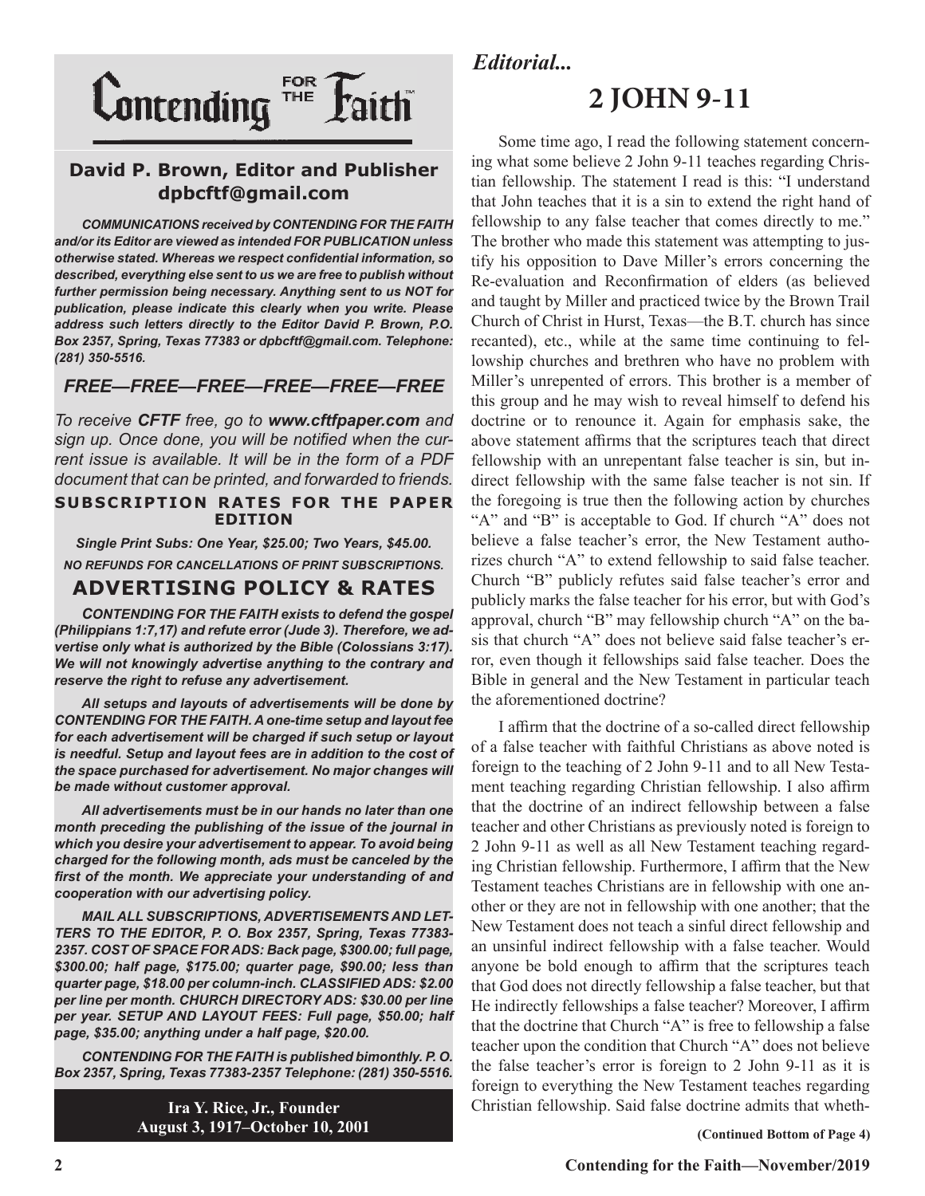# Contending FOR THE Faith™

**David P. Brown, Editor and Publisher**
**dpbcftf@gmail.com**

***COMMUNICATIONS** received by CONTENDING FOR THE FAITH and/or its Editor are viewed as intended FOR PUBLICATION unless otherwise stated. Whereas we respect confidential information, so described, everything else sent to us we are free to publish without further permission being necessary. Anything sent to us NOT for publication, please indicate this clearly when you write. Please address such letters directly to the Editor David P. Brown, P.O. Box 2357, Spring, Texas 77383 or dpbcftf@gmail.com. Telephone: (281) 350-5516.*

## *FREE—FREE—FREE—FREE—FREE—FREE*

*To receive **CFTF** free, go to **www.cftfpaper.com** and sign up. Once done, you will be notified when the current issue is available. It will be in the form of a PDF document that can be printed, and forwarded to friends.*

**SUBSCRIPTION RATES FOR THE PAPER EDITION**

***Single Print Subs: One Year, $25.00; Two Years, $45.00.***

***NO REFUNDS FOR CANCELLATIONS OF PRINT SUBSCRIPTIONS.***

## ADVERTISING POLICY & RATES

***CONTENDING FOR THE FAITH exists to defend the gospel (Philippians 1:7,17) and refute error (Jude 3). Therefore, we advertise only what is authorized by the Bible (Colossians 3:17). We will not knowingly advertise anything to the contrary and reserve the right to refuse any advertisement.***

***All setups and layouts of advertisements will be done by CONTENDING FOR THE FAITH. A one-time setup and layout fee for each advertisement will be charged if such setup or layout is needful. Setup and layout fees are in addition to the cost of the space purchased for advertisement. No major changes will be made without customer approval.***

***All advertisements must be in our hands no later than one month preceding the publishing of the issue of the journal in which you desire your advertisement to appear. To avoid being charged for the following month, ads must be canceled by the first of the month. We appreciate your understanding of and cooperation with our advertising policy.***

***MAIL ALL SUBSCRIPTIONS, ADVERTISEMENTS AND LETTERS TO THE EDITOR, P. O. Box 2357, Spring, Texas 77383-2357. COST OF SPACE FOR ADS: Back page, $300.00; full page, $300.00; half page, $175.00; quarter page, $90.00; less than quarter page, $18.00 per column-inch. CLASSIFIED ADS: $2.00 per line per month. CHURCH DIRECTORY ADS: $30.00 per line per year. SETUP AND LAYOUT FEES: Full page, $50.00; half page, $35.00; anything under a half page, $20.00.***

***CONTENDING FOR THE FAITH is published bimonthly. P. O. Box 2357, Spring, Texas 77383-2357 Telephone: (281) 350-5516.***

**Ira Y. Rice, Jr., Founder**
**August 3, 1917–October 10, 2001**

*Editorial...*

# 2 JOHN 9-11

Some time ago, I read the following statement concerning what some believe 2 John 9-11 teaches regarding Christian fellowship. The statement I read is this: "I understand that John teaches that it is a sin to extend the right hand of fellowship to any false teacher that comes directly to me." The brother who made this statement was attempting to justify his opposition to Dave Miller's errors concerning the Re-evaluation and Reconfirmation of elders (as believed and taught by Miller and practiced twice by the Brown Trail Church of Christ in Hurst, Texas—the B.T. church has since recanted), etc., while at the same time continuing to fellowship churches and brethren who have no problem with Miller's unrepented of errors. This brother is a member of this group and he may wish to reveal himself to defend his doctrine or to renounce it. Again for emphasis sake, the above statement affirms that the scriptures teach that direct fellowship with an unrepentant false teacher is sin, but indirect fellowship with the same false teacher is not sin. If the foregoing is true then the following action by churches "A" and "B" is acceptable to God. If church "A" does not believe a false teacher's error, the New Testament authorizes church "A" to extend fellowship to said false teacher. Church "B" publicly refutes said false teacher's error and publicly marks the false teacher for his error, but with God's approval, church "B" may fellowship church "A" on the basis that church "A" does not believe said false teacher's error, even though it fellowships said false teacher. Does the Bible in general and the New Testament in particular teach the aforementioned doctrine?

I affirm that the doctrine of a so-called direct fellowship of a false teacher with faithful Christians as above noted is foreign to the teaching of 2 John 9-11 and to all New Testament teaching regarding Christian fellowship. I also affirm that the doctrine of an indirect fellowship between a false teacher and other Christians as previously noted is foreign to 2 John 9-11 as well as all New Testament teaching regarding Christian fellowship. Furthermore, I affirm that the New Testament teaches Christians are in fellowship with one another or they are not in fellowship with one another; that the New Testament does not teach a sinful direct fellowship and an unsinful indirect fellowship with a false teacher. Would anyone be bold enough to affirm that the scriptures teach that God does not directly fellowship a false teacher, but that He indirectly fellowships a false teacher? Moreover, I affirm that the doctrine that Church "A" is free to fellowship a false teacher upon the condition that Church "A" does not believe the false teacher's error is foreign to 2 John 9-11 as it is foreign to everything the New Testament teaches regarding Christian fellowship. Said false doctrine admits that wheth-

**(Continued Bottom of Page 4)**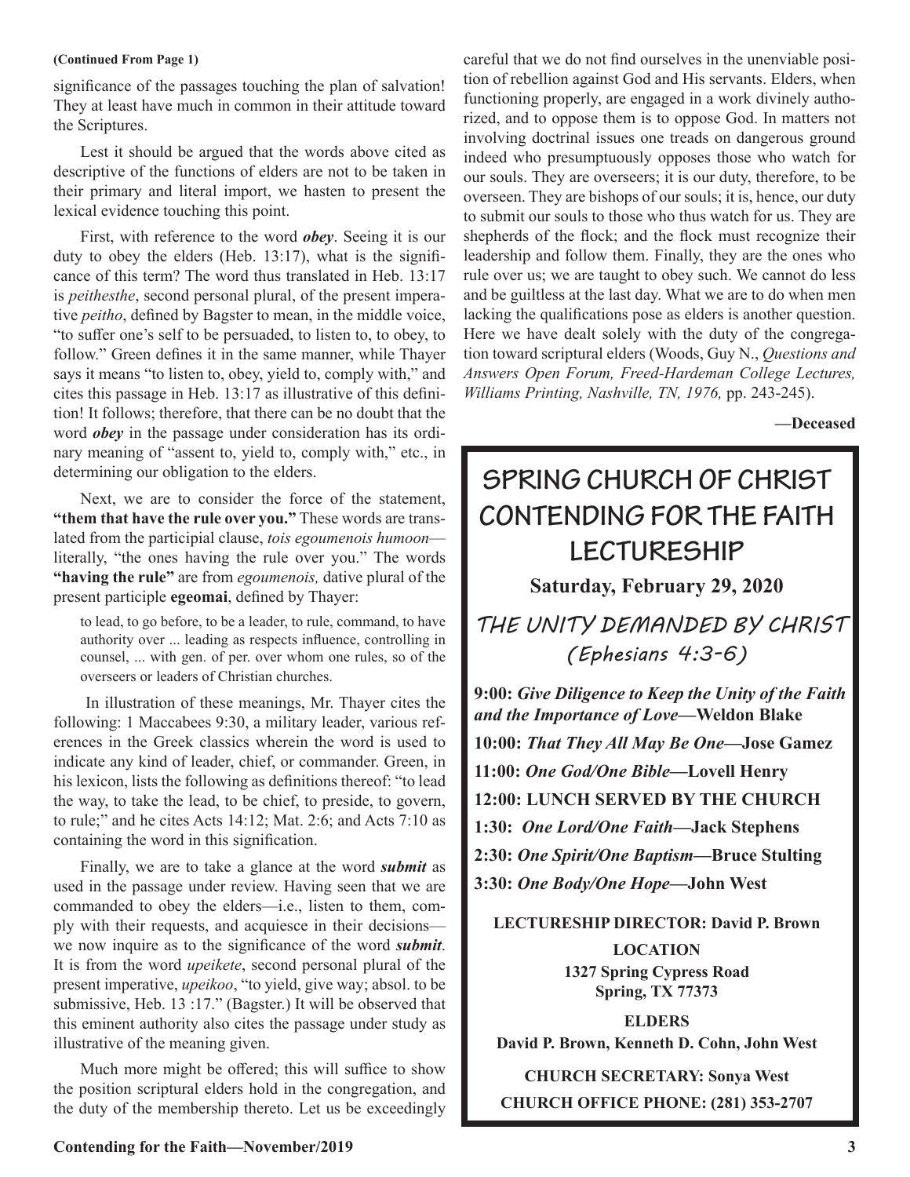**(Continued From Page 1)**

significance of the passages touching the plan of salvation! They at least have much in common in their attitude toward the Scriptures.

Lest it should be argued that the words above cited as descriptive of the functions of elders are not to be taken in their primary and literal import, we hasten to present the lexical evidence touching this point.

First, with reference to the word ***obey***. Seeing it is our duty to obey the elders (Heb. 13:17), what is the significance of this term? The word thus translated in Heb. 13:17 is *peithesthe*, second personal plural, of the present imperative *peitho*, defined by Bagster to mean, in the middle voice, "to suffer one's self to be persuaded, to listen to, to obey, to follow." Green defines it in the same manner, while Thayer says it means "to listen to, obey, yield to, comply with," and cites this passage in Heb. 13:17 as illustrative of this definition! It follows; therefore, that there can be no doubt that the word ***obey*** in the passage under consideration has its ordinary meaning of "assent to, yield to, comply with," etc., in determining our obligation to the elders.

Next, we are to consider the force of the statement, **"them that have the rule over you."** These words are translated from the participial clause, *tois egoumenois humoon*—literally, "the ones having the rule over you." The words **"having the rule"** are from *egoumenois,* dative plural of the present participle **egeomai**, defined by Thayer:

> to lead, to go before, to be a leader, to rule, command, to have authority over ... leading as respects influence, controlling in counsel, ... with gen. of per. over whom one rules, so of the overseers or leaders of Christian churches.

In illustration of these meanings, Mr. Thayer cites the following: 1 Maccabees 9:30, a military leader, various references in the Greek classics wherein the word is used to indicate any kind of leader, chief, or commander. Green, in his lexicon, lists the following as definitions thereof: "to lead the way, to take the lead, to be chief, to preside, to govern, to rule;" and he cites Acts 14:12; Mat. 2:6; and Acts 7:10 as containing the word in this signification.

Finally, we are to take a glance at the word ***submit*** as used in the passage under review. Having seen that we are commanded to obey the elders—i.e., listen to them, comply with their requests, and acquiesce in their decisions—we now inquire as to the significance of the word ***submit***. It is from the word *upeikete*, second personal plural of the present imperative, *upeikoo*, "to yield, give way; absol. to be submissive, Heb. 13 :17." (Bagster.) It will be observed that this eminent authority also cites the passage under study as illustrative of the meaning given.

Much more might be offered; this will suffice to show the position scriptural elders hold in the congregation, and the duty of the membership thereto. Let us be exceedingly careful that we do not find ourselves in the unenviable position of rebellion against God and His servants. Elders, when functioning properly, are engaged in a work divinely authorized, and to oppose them is to oppose God. In matters not involving doctrinal issues one treads on dangerous ground indeed who presumptuously opposes those who watch for our souls. They are overseers; it is our duty, therefore, to be overseen. They are bishops of our souls; it is, hence, our duty to submit our souls to those who thus watch for us. They are shepherds of the flock; and the flock must recognize their leadership and follow them. Finally, they are the ones who rule over us; we are taught to obey such. We cannot do less and be guiltless at the last day. What we are to do when men lacking the qualifications pose as elders is another question. Here we have dealt solely with the duty of the congregation toward scriptural elders (Woods, Guy N., *Questions and Answers Open Forum, Freed-Hardeman College Lectures, Williams Printing, Nashville, TN, 1976,* pp. 243-245).

**—Deceased**

---

# SPRING CHURCH OF CHRIST CONTENDING FOR THE FAITH LECTURESHIP

**Saturday, February 29, 2020**

## *THE UNITY DEMANDED BY CHRIST (Ephesians 4:3-6)*

**9:00:** ***Give Diligence to Keep the Unity of the Faith and the Importance of Love*—Weldon Blake**

**10:00:** ***That They All May Be One*—Jose Gamez**

**11:00:** ***One God/One Bible*—Lovell Henry**

**12:00: LUNCH SERVED BY THE CHURCH**

**1:30:** ***One Lord/One Faith*—Jack Stephens**

**2:30:** ***One Spirit/One Baptism*—Bruce Stulting**

**3:30:** ***One Body/One Hope*—John West**

**LECTURESHIP DIRECTOR: David P. Brown**

**LOCATION**
**1327 Spring Cypress Road**
**Spring, TX 77373**

**ELDERS**
**David P. Brown, Kenneth D. Cohn, John West**

**CHURCH SECRETARY: Sonya West**

**CHURCH OFFICE PHONE: (281) 353-2707**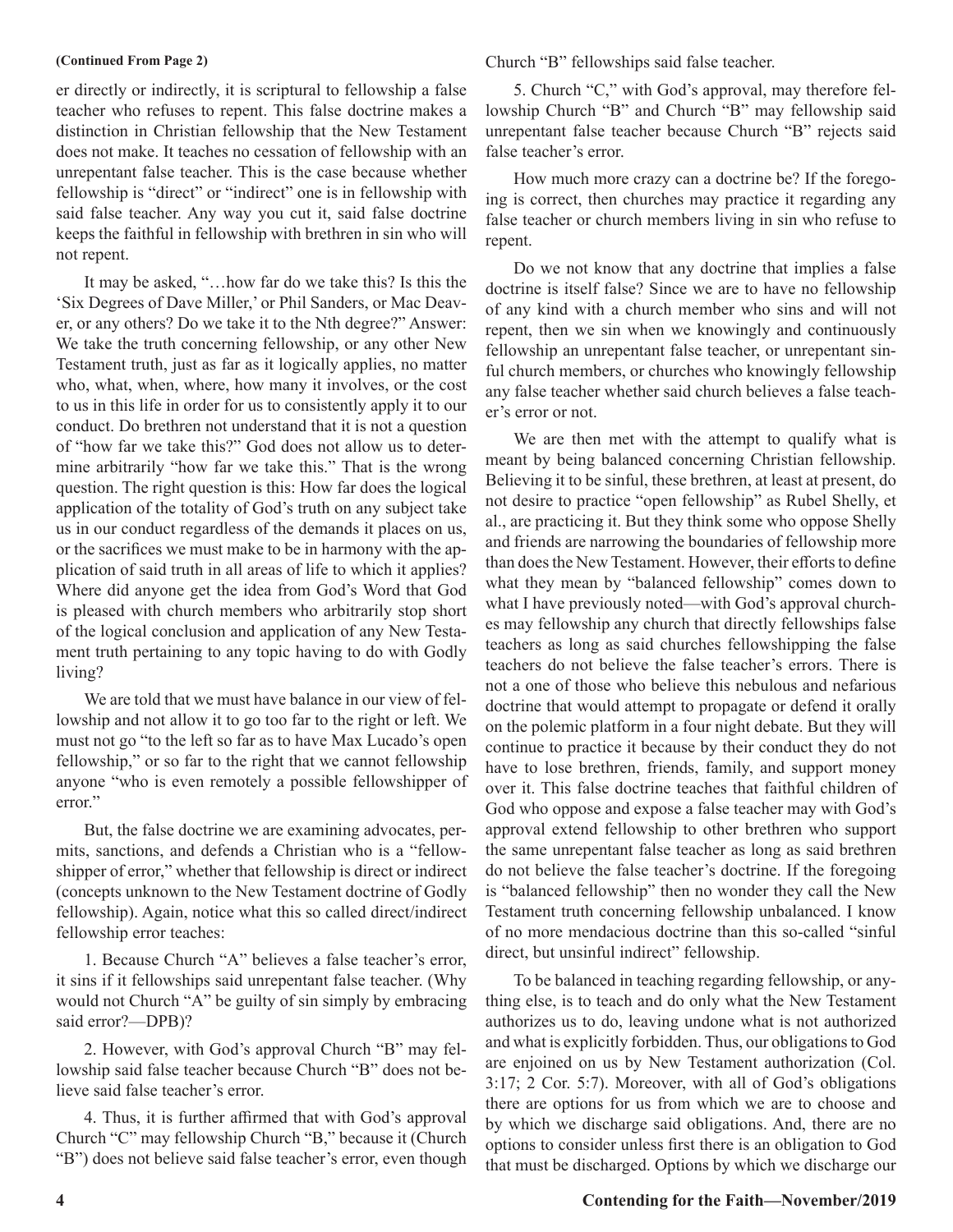**(Continued From Page 2)**

er directly or indirectly, it is scriptural to fellowship a false teacher who refuses to repent. This false doctrine makes a distinction in Christian fellowship that the New Testament does not make. It teaches no cessation of fellowship with an unrepentant false teacher. This is the case because whether fellowship is "direct" or "indirect" one is in fellowship with said false teacher. Any way you cut it, said false doctrine keeps the faithful in fellowship with brethren in sin who will not repent.

It may be asked, "…how far do we take this? Is this the 'Six Degrees of Dave Miller,' or Phil Sanders, or Mac Deaver, or any others? Do we take it to the Nth degree?" Answer: We take the truth concerning fellowship, or any other New Testament truth, just as far as it logically applies, no matter who, what, when, where, how many it involves, or the cost to us in this life in order for us to consistently apply it to our conduct. Do brethren not understand that it is not a question of "how far we take this?" God does not allow us to determine arbitrarily "how far we take this." That is the wrong question. The right question is this: How far does the logical application of the totality of God's truth on any subject take us in our conduct regardless of the demands it places on us, or the sacrifices we must make to be in harmony with the application of said truth in all areas of life to which it applies? Where did anyone get the idea from God's Word that God is pleased with church members who arbitrarily stop short of the logical conclusion and application of any New Testament truth pertaining to any topic having to do with Godly living?

We are told that we must have balance in our view of fellowship and not allow it to go too far to the right or left. We must not go "to the left so far as to have Max Lucado's open fellowship," or so far to the right that we cannot fellowship anyone "who is even remotely a possible fellowshipper of error."

But, the false doctrine we are examining advocates, permits, sanctions, and defends a Christian who is a "fellowshipper of error," whether that fellowship is direct or indirect (concepts unknown to the New Testament doctrine of Godly fellowship). Again, notice what this so called direct/indirect fellowship error teaches:

1. Because Church "A" believes a false teacher's error, it sins if it fellowships said unrepentant false teacher. (Why would not Church "A" be guilty of sin simply by embracing said error?—DPB)?

2. However, with God's approval Church "B" may fellowship said false teacher because Church "B" does not believe said false teacher's error.

4. Thus, it is further affirmed that with God's approval Church "C" may fellowship Church "B," because it (Church "B") does not believe said false teacher's error, even though Church "B" fellowships said false teacher.

5. Church "C," with God's approval, may therefore fellowship Church "B" and Church "B" may fellowship said unrepentant false teacher because Church "B" rejects said false teacher's error.

How much more crazy can a doctrine be? If the foregoing is correct, then churches may practice it regarding any false teacher or church members living in sin who refuse to repent.

Do we not know that any doctrine that implies a false doctrine is itself false? Since we are to have no fellowship of any kind with a church member who sins and will not repent, then we sin when we knowingly and continuously fellowship an unrepentant false teacher, or unrepentant sinful church members, or churches who knowingly fellowship any false teacher whether said church believes a false teacher's error or not.

We are then met with the attempt to qualify what is meant by being balanced concerning Christian fellowship. Believing it to be sinful, these brethren, at least at present, do not desire to practice "open fellowship" as Rubel Shelly, et al., are practicing it. But they think some who oppose Shelly and friends are narrowing the boundaries of fellowship more than does the New Testament. However, their efforts to define what they mean by "balanced fellowship" comes down to what I have previously noted—with God's approval churches may fellowship any church that directly fellowships false teachers as long as said churches fellowshipping the false teachers do not believe the false teacher's errors. There is not a one of those who believe this nebulous and nefarious doctrine that would attempt to propagate or defend it orally on the polemic platform in a four night debate. But they will continue to practice it because by their conduct they do not have to lose brethren, friends, family, and support money over it. This false doctrine teaches that faithful children of God who oppose and expose a false teacher may with God's approval extend fellowship to other brethren who support the same unrepentant false teacher as long as said brethren do not believe the false teacher's doctrine. If the foregoing is "balanced fellowship" then no wonder they call the New Testament truth concerning fellowship unbalanced. I know of no more mendacious doctrine than this so-called "sinful direct, but unsinful indirect" fellowship.

To be balanced in teaching regarding fellowship, or anything else, is to teach and do only what the New Testament authorizes us to do, leaving undone what is not authorized and what is explicitly forbidden. Thus, our obligations to God are enjoined on us by New Testament authorization (Col. 3:17; 2 Cor. 5:7). Moreover, with all of God's obligations there are options for us from which we are to choose and by which we discharge said obligations. And, there are no options to consider unless first there is an obligation to God that must be discharged. Options by which we discharge our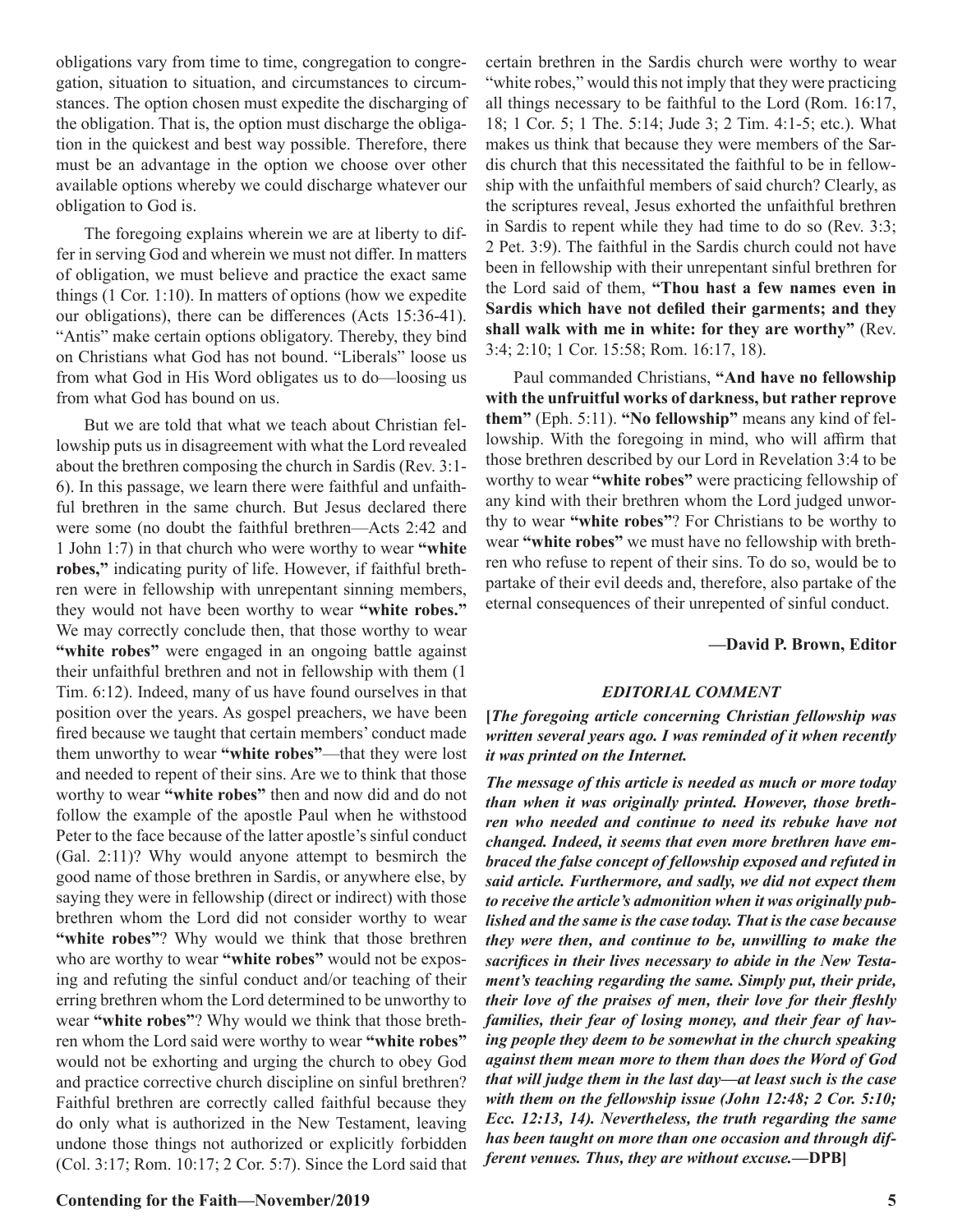obligations vary from time to time, congregation to congregation, situation to situation, and circumstances to circumstances. The option chosen must expedite the discharging of the obligation. That is, the option must discharge the obligation in the quickest and best way possible. Therefore, there must be an advantage in the option we choose over other available options whereby we could discharge whatever our obligation to God is.

The foregoing explains wherein we are at liberty to differ in serving God and wherein we must not differ. In matters of obligation, we must believe and practice the exact same things (1 Cor. 1:10). In matters of options (how we expedite our obligations), there can be differences (Acts 15:36-41). "Antis" make certain options obligatory. Thereby, they bind on Christians what God has not bound. "Liberals" loose us from what God in His Word obligates us to do—loosing us from what God has bound on us.

But we are told that what we teach about Christian fellowship puts us in disagreement with what the Lord revealed about the brethren composing the church in Sardis (Rev. 3:1-6). In this passage, we learn there were faithful and unfaithful brethren in the same church. But Jesus declared there were some (no doubt the faithful brethren—Acts 2:42 and 1 John 1:7) in that church who were worthy to wear **"white robes,"** indicating purity of life. However, if faithful brethren were in fellowship with unrepentant sinning members, they would not have been worthy to wear **"white robes."** We may correctly conclude then, that those worthy to wear **"white robes"** were engaged in an ongoing battle against their unfaithful brethren and not in fellowship with them (1 Tim. 6:12). Indeed, many of us have found ourselves in that position over the years. As gospel preachers, we have been fired because we taught that certain members' conduct made them unworthy to wear **"white robes"**—that they were lost and needed to repent of their sins. Are we to think that those worthy to wear **"white robes"** then and now did and do not follow the example of the apostle Paul when he withstood Peter to the face because of the latter apostle's sinful conduct (Gal. 2:11)? Why would anyone attempt to besmirch the good name of those brethren in Sardis, or anywhere else, by saying they were in fellowship (direct or indirect) with those brethren whom the Lord did not consider worthy to wear **"white robes"**? Why would we think that those brethren who are worthy to wear **"white robes"** would not be exposing and refuting the sinful conduct and/or teaching of their erring brethren whom the Lord determined to be unworthy to wear **"white robes"**? Why would we think that those brethren whom the Lord said were worthy to wear **"white robes"** would not be exhorting and urging the church to obey God and practice corrective church discipline on sinful brethren? Faithful brethren are correctly called faithful because they do only what is authorized in the New Testament, leaving undone those things not authorized or explicitly forbidden (Col. 3:17; Rom. 10:17; 2 Cor. 5:7). Since the Lord said that certain brethren in the Sardis church were worthy to wear "white robes," would this not imply that they were practicing all things necessary to be faithful to the Lord (Rom. 16:17, 18; 1 Cor. 5; 1 The. 5:14; Jude 3; 2 Tim. 4:1-5; etc.). What makes us think that because they were members of the Sardis church that this necessitated the faithful to be in fellowship with the unfaithful members of said church? Clearly, as the scriptures reveal, Jesus exhorted the unfaithful brethren in Sardis to repent while they had time to do so (Rev. 3:3; 2 Pet. 3:9). The faithful in the Sardis church could not have been in fellowship with their unrepentant sinful brethren for the Lord said of them, **"Thou hast a few names even in Sardis which have not defiled their garments; and they shall walk with me in white: for they are worthy"** (Rev. 3:4; 2:10; 1 Cor. 15:58; Rom. 16:17, 18).

Paul commanded Christians, **"And have no fellowship with the unfruitful works of darkness, but rather reprove them"** (Eph. 5:11). **"No fellowship"** means any kind of fellowship. With the foregoing in mind, who will affirm that those brethren described by our Lord in Revelation 3:4 to be worthy to wear **"white robes"** were practicing fellowship of any kind with their brethren whom the Lord judged unworthy to wear **"white robes"**? For Christians to be worthy to wear **"white robes"** we must have no fellowship with brethren who refuse to repent of their sins. To do so, would be to partake of their evil deeds and, therefore, also partake of the eternal consequences of their unrepented of sinful conduct.

**—David P. Brown, Editor**

***EDITORIAL COMMENT***

**[*The foregoing article concerning Christian fellowship was written several years ago. I was reminded of it when recently it was printed on the Internet.***

***The message of this article is needed as much or more today than when it was originally printed. However, those brethren who needed and continue to need its rebuke have not changed. Indeed, it seems that even more brethren have embraced the false concept of fellowship exposed and refuted in said article. Furthermore, and sadly, we did not expect them to receive the article's admonition when it was originally published and the same is the case today. That is the case because they were then, and continue to be, unwilling to make the sacrifices in their lives necessary to abide in the New Testament's teaching regarding the same. Simply put, their pride, their love of the praises of men, their love for their fleshly families, their fear of losing money, and their fear of having people they deem to be somewhat in the church speaking against them mean more to them than does the Word of God that will judge them in the last day—at least such is the case with them on the fellowship issue (John 12:48; 2 Cor. 5:10; Ecc. 12:13, 14). Nevertheless, the truth regarding the same has been taught on more than one occasion and through different venues. Thus, they are without excuse.*—DPB]**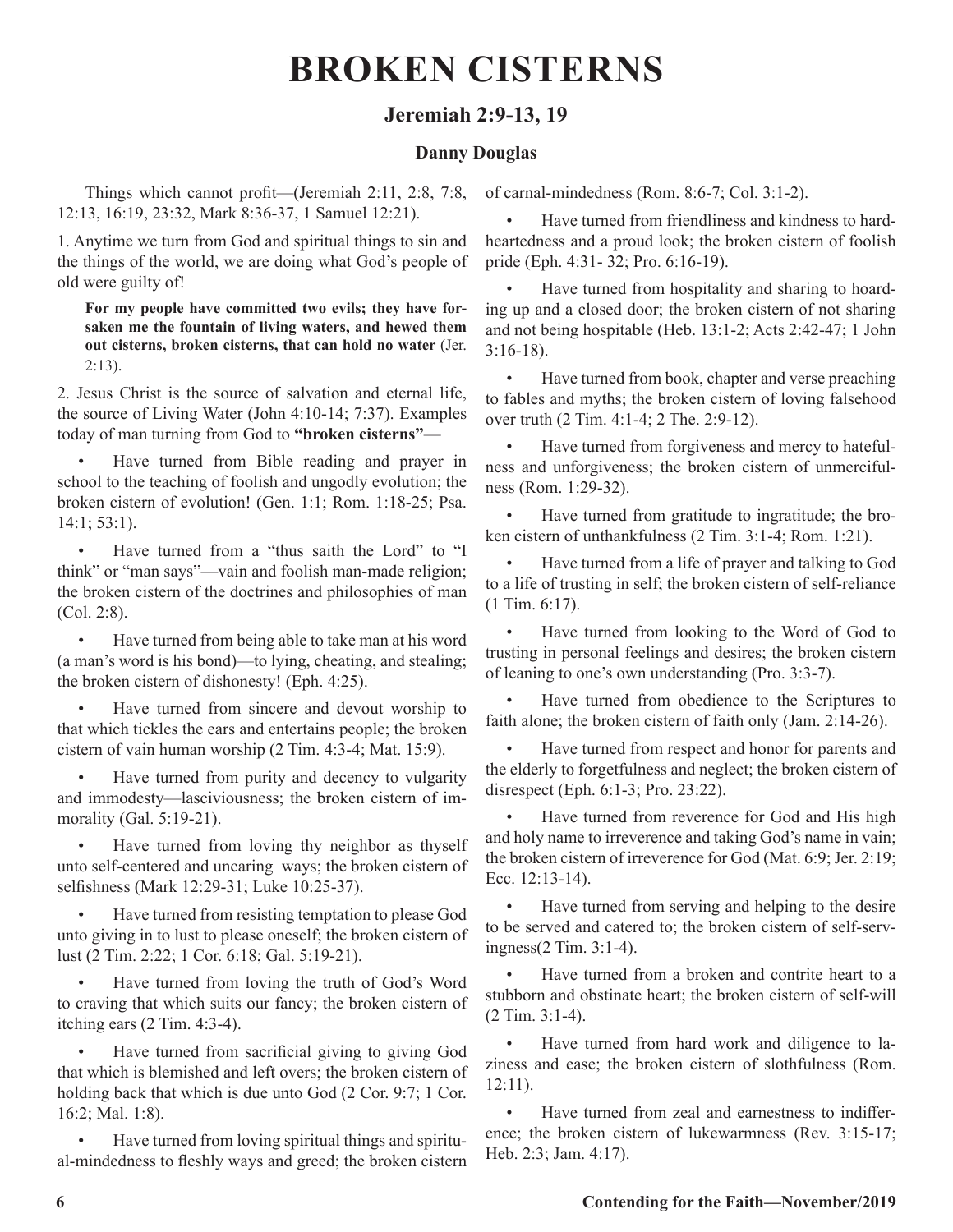# BROKEN CISTERNS

## Jeremiah 2:9-13, 19

### Danny Douglas

Things which cannot profit—(Jeremiah 2:11, 2:8, 7:8, 12:13, 16:19, 23:32, Mark 8:36-37, 1 Samuel 12:21).

1. Anytime we turn from God and spiritual things to sin and the things of the world, we are doing what God's people of old were guilty of!

> **For my people have committed two evils; they have forsaken me the fountain of living waters, and hewed them out cisterns, broken cisterns, that can hold no water** (Jer. 2:13).

2. Jesus Christ is the source of salvation and eternal life, the source of Living Water (John 4:10-14; 7:37). Examples today of man turning from God to **"broken cisterns"**—

- Have turned from Bible reading and prayer in school to the teaching of foolish and ungodly evolution; the broken cistern of evolution! (Gen. 1:1; Rom. 1:18-25; Psa. 14:1; 53:1).
- Have turned from a "thus saith the Lord" to "I think" or "man says"—vain and foolish man-made religion; the broken cistern of the doctrines and philosophies of man (Col. 2:8).
- Have turned from being able to take man at his word (a man's word is his bond)—to lying, cheating, and stealing; the broken cistern of dishonesty! (Eph. 4:25).
- Have turned from sincere and devout worship to that which tickles the ears and entertains people; the broken cistern of vain human worship (2 Tim. 4:3-4; Mat. 15:9).
- Have turned from purity and decency to vulgarity and immodesty—lasciviousness; the broken cistern of immorality (Gal. 5:19-21).
- Have turned from loving thy neighbor as thyself unto self-centered and uncaring ways; the broken cistern of selfishness (Mark 12:29-31; Luke 10:25-37).
- Have turned from resisting temptation to please God unto giving in to lust to please oneself; the broken cistern of lust (2 Tim. 2:22; 1 Cor. 6:18; Gal. 5:19-21).
- Have turned from loving the truth of God's Word to craving that which suits our fancy; the broken cistern of itching ears (2 Tim. 4:3-4).
- Have turned from sacrificial giving to giving God that which is blemished and left overs; the broken cistern of holding back that which is due unto God (2 Cor. 9:7; 1 Cor. 16:2; Mal. 1:8).
- Have turned from loving spiritual things and spiritual-mindedness to fleshly ways and greed; the broken cistern of carnal-mindedness (Rom. 8:6-7; Col. 3:1-2).
- Have turned from friendliness and kindness to hard-heartedness and a proud look; the broken cistern of foolish pride (Eph. 4:31- 32; Pro. 6:16-19).
- Have turned from hospitality and sharing to hoarding up and a closed door; the broken cistern of not sharing and not being hospitable (Heb. 13:1-2; Acts 2:42-47; 1 John 3:16-18).
- Have turned from book, chapter and verse preaching to fables and myths; the broken cistern of loving falsehood over truth (2 Tim. 4:1-4; 2 The. 2:9-12).
- Have turned from forgiveness and mercy to hatefulness and unforgiveness; the broken cistern of unmercifulness (Rom. 1:29-32).
- Have turned from gratitude to ingratitude; the broken cistern of unthankfulness (2 Tim. 3:1-4; Rom. 1:21).
- Have turned from a life of prayer and talking to God to a life of trusting in self; the broken cistern of self-reliance (1 Tim. 6:17).
- Have turned from looking to the Word of God to trusting in personal feelings and desires; the broken cistern of leaning to one's own understanding (Pro. 3:3-7).
- Have turned from obedience to the Scriptures to faith alone; the broken cistern of faith only (Jam. 2:14-26).
- Have turned from respect and honor for parents and the elderly to forgetfulness and neglect; the broken cistern of disrespect (Eph. 6:1-3; Pro. 23:22).
- Have turned from reverence for God and His high and holy name to irreverence and taking God's name in vain; the broken cistern of irreverence for God (Mat. 6:9; Jer. 2:19; Ecc. 12:13-14).
- Have turned from serving and helping to the desire to be served and catered to; the broken cistern of self-servingness(2 Tim. 3:1-4).
- Have turned from a broken and contrite heart to a stubborn and obstinate heart; the broken cistern of self-will (2 Tim. 3:1-4).
- Have turned from hard work and diligence to laziness and ease; the broken cistern of slothfulness (Rom. 12:11).
- Have turned from zeal and earnestness to indifference; the broken cistern of lukewarmness (Rev. 3:15-17; Heb. 2:3; Jam. 4:17).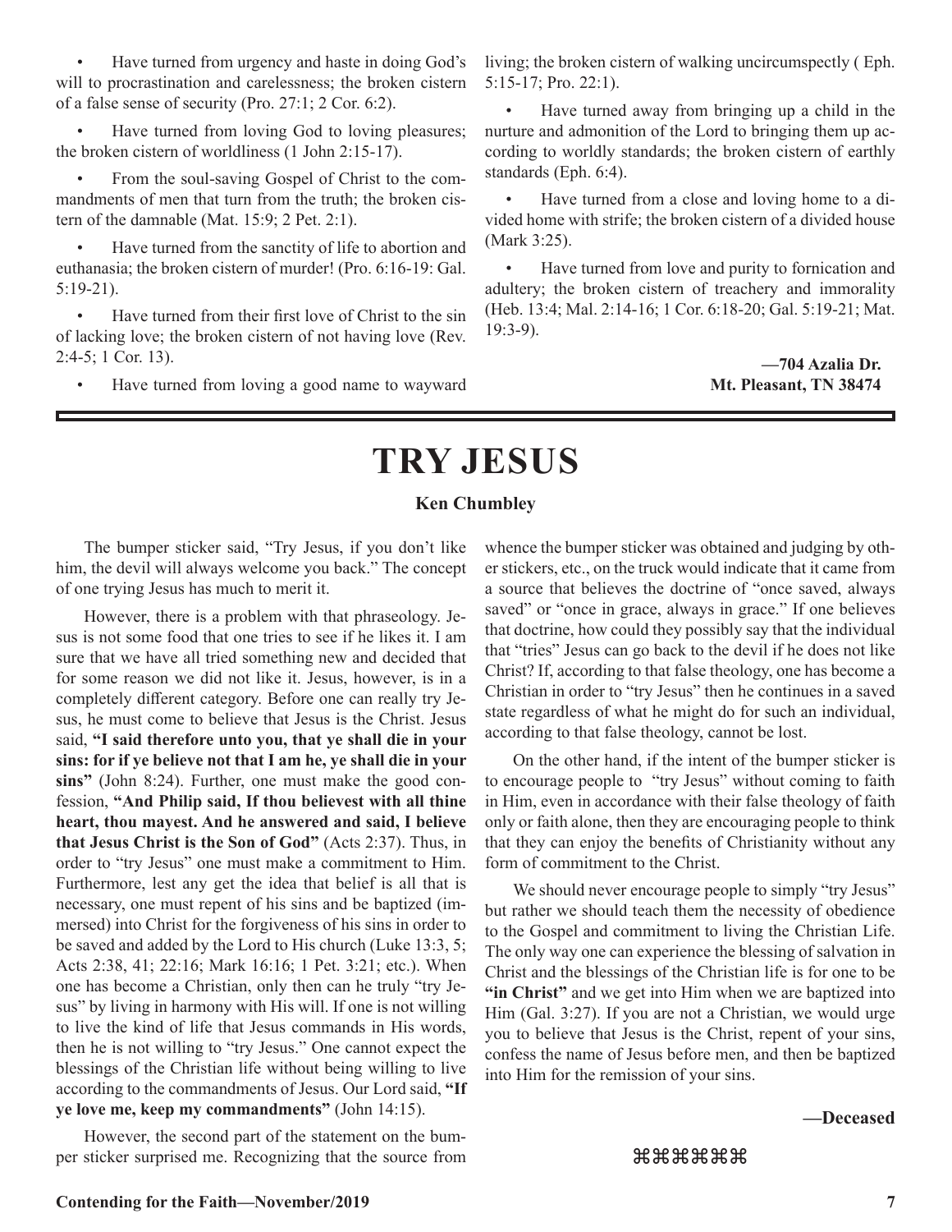- Have turned from urgency and haste in doing God's will to procrastination and carelessness; the broken cistern of a false sense of security (Pro. 27:1; 2 Cor. 6:2).

- Have turned from loving God to loving pleasures; the broken cistern of worldliness (1 John 2:15-17).

- From the soul-saving Gospel of Christ to the commandments of men that turn from the truth; the broken cistern of the damnable (Mat. 15:9; 2 Pet. 2:1).

- Have turned from the sanctity of life to abortion and euthanasia; the broken cistern of murder! (Pro. 6:16-19: Gal. 5:19-21).

- Have turned from their first love of Christ to the sin of lacking love; the broken cistern of not having love (Rev. 2:4-5; 1 Cor. 13).

- Have turned from loving a good name to wayward living; the broken cistern of walking uncircumspectly ( Eph. 5:15-17; Pro. 22:1).

- Have turned away from bringing up a child in the nurture and admonition of the Lord to bringing them up according to worldly standards; the broken cistern of earthly standards (Eph. 6:4).

- Have turned from a close and loving home to a divided home with strife; the broken cistern of a divided house (Mark 3:25).

- Have turned from love and purity to fornication and adultery; the broken cistern of treachery and immorality (Heb. 13:4; Mal. 2:14-16; 1 Cor. 6:18-20; Gal. 5:19-21; Mat. 19:3-9).

**—704 Azalia Dr.**
**Mt. Pleasant, TN 38474**

# TRY JESUS

**Ken Chumbley**

The bumper sticker said, "Try Jesus, if you don't like him, the devil will always welcome you back." The concept of one trying Jesus has much to merit it.

However, there is a problem with that phraseology. Jesus is not some food that one tries to see if he likes it. I am sure that we have all tried something new and decided that for some reason we did not like it. Jesus, however, is in a completely different category. Before one can really try Jesus, he must come to believe that Jesus is the Christ. Jesus said, **"I said therefore unto you, that ye shall die in your sins: for if ye believe not that I am he, ye shall die in your sins"** (John 8:24). Further, one must make the good confession, **"And Philip said, If thou believest with all thine heart, thou mayest. And he answered and said, I believe that Jesus Christ is the Son of God"** (Acts 2:37). Thus, in order to "try Jesus" one must make a commitment to Him. Furthermore, lest any get the idea that belief is all that is necessary, one must repent of his sins and be baptized (immersed) into Christ for the forgiveness of his sins in order to be saved and added by the Lord to His church (Luke 13:3, 5; Acts 2:38, 41; 22:16; Mark 16:16; 1 Pet. 3:21; etc.). When one has become a Christian, only then can he truly "try Jesus" by living in harmony with His will. If one is not willing to live the kind of life that Jesus commands in His words, then he is not willing to "try Jesus." One cannot expect the blessings of the Christian life without being willing to live according to the commandments of Jesus. Our Lord said, **"If ye love me, keep my commandments"** (John 14:15).

However, the second part of the statement on the bumper sticker surprised me. Recognizing that the source from whence the bumper sticker was obtained and judging by other stickers, etc., on the truck would indicate that it came from a source that believes the doctrine of "once saved, always saved" or "once in grace, always in grace." If one believes that doctrine, how could they possibly say that the individual that "tries" Jesus can go back to the devil if he does not like Christ? If, according to that false theology, one has become a Christian in order to "try Jesus" then he continues in a saved state regardless of what he might do for such an individual, according to that false theology, cannot be lost.

On the other hand, if the intent of the bumper sticker is to encourage people to "try Jesus" without coming to faith in Him, even in accordance with their false theology of faith only or faith alone, then they are encouraging people to think that they can enjoy the benefits of Christianity without any form of commitment to the Christ.

We should never encourage people to simply "try Jesus" but rather we should teach them the necessity of obedience to the Gospel and commitment to living the Christian Life. The only way one can experience the blessing of salvation in Christ and the blessings of the Christian life is for one to be **"in Christ"** and we get into Him when we are baptized into Him (Gal. 3:27). If you are not a Christian, we would urge you to believe that Jesus is the Christ, repent of your sins, confess the name of Jesus before men, and then be baptized into Him for the remission of your sins.

**—Deceased**

⌘⌘⌘⌘⌘⌘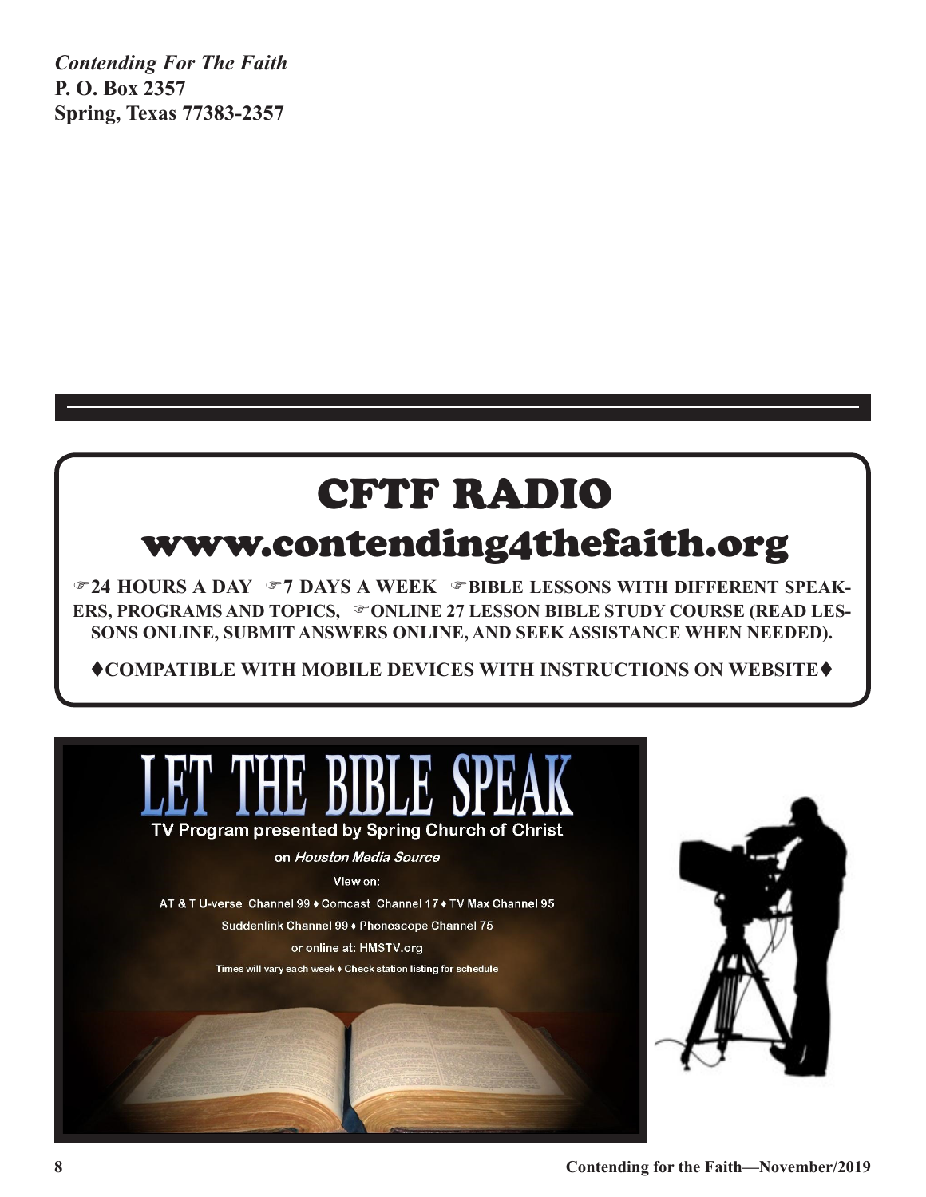*Contending For The Faith*
**P. O. Box 2357**
**Spring, Texas 77383-2357**

# CFTF RADIO

## www.contending4thefaith.org

**☞24 HOURS A DAY ☞7 DAYS A WEEK ☞BIBLE LESSONS WITH DIFFERENT SPEAKERS, PROGRAMS AND TOPICS, ☞ONLINE 27 LESSON BIBLE STUDY COURSE (READ LESSONS ONLINE, SUBMIT ANSWERS ONLINE, AND SEEK ASSISTANCE WHEN NEEDED).**

**♦COMPATIBLE WITH MOBILE DEVICES WITH INSTRUCTIONS ON WEBSITE♦**

# LET THE BIBLE SPEAK

TV Program presented by Spring Church of Christ

on *Houston Media Source*

View on:

AT & T U-verse Channel 99 ♦ Comcast Channel 17 ♦ TV Max Channel 95

Suddenlink Channel 99 ♦ Phonoscope Channel 75

or online at: HMSTV.org

Times will vary each week ♦ Check station listing for schedule